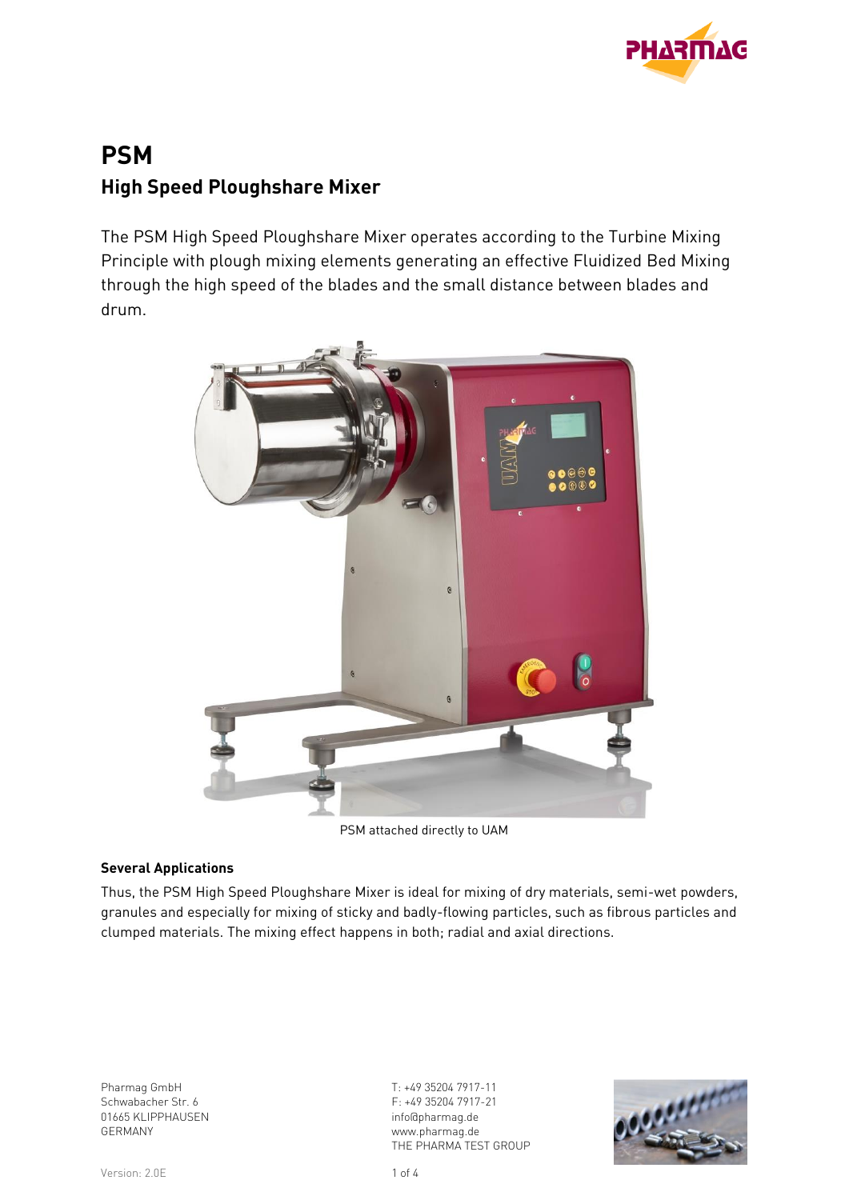# PSM

## High Speed Ploughshare Mixer

The PSM High Speed Ploughshare Mixer operates according to the Turbine Mixing Principle with plough mixing elements generating an effective Fluidized Bed Mixing through the high speed of the blades and the small distance between blades and drum.

PSM attached directly to UAM

### Several Applications

Thus, the PSM High Speed Ploughshare Mixer is ideal for mixing of dry materials, semi-wet powders, granules and especially for mixing of sticky and badly-flowing particles, such as fibrous particles and clumped materials. The mixing effect happens in both; radial and axial directions.

Pharmag GmbH
Schwabacher Str. 6
01665 KLIPPHAUSEN
GERMANY

T: +49 35204 7917-11
F: +49 35204 7917-21
info@pharmag.de
www.pharmag.de
THE PHARMA TEST GROUP

Version: 2.0E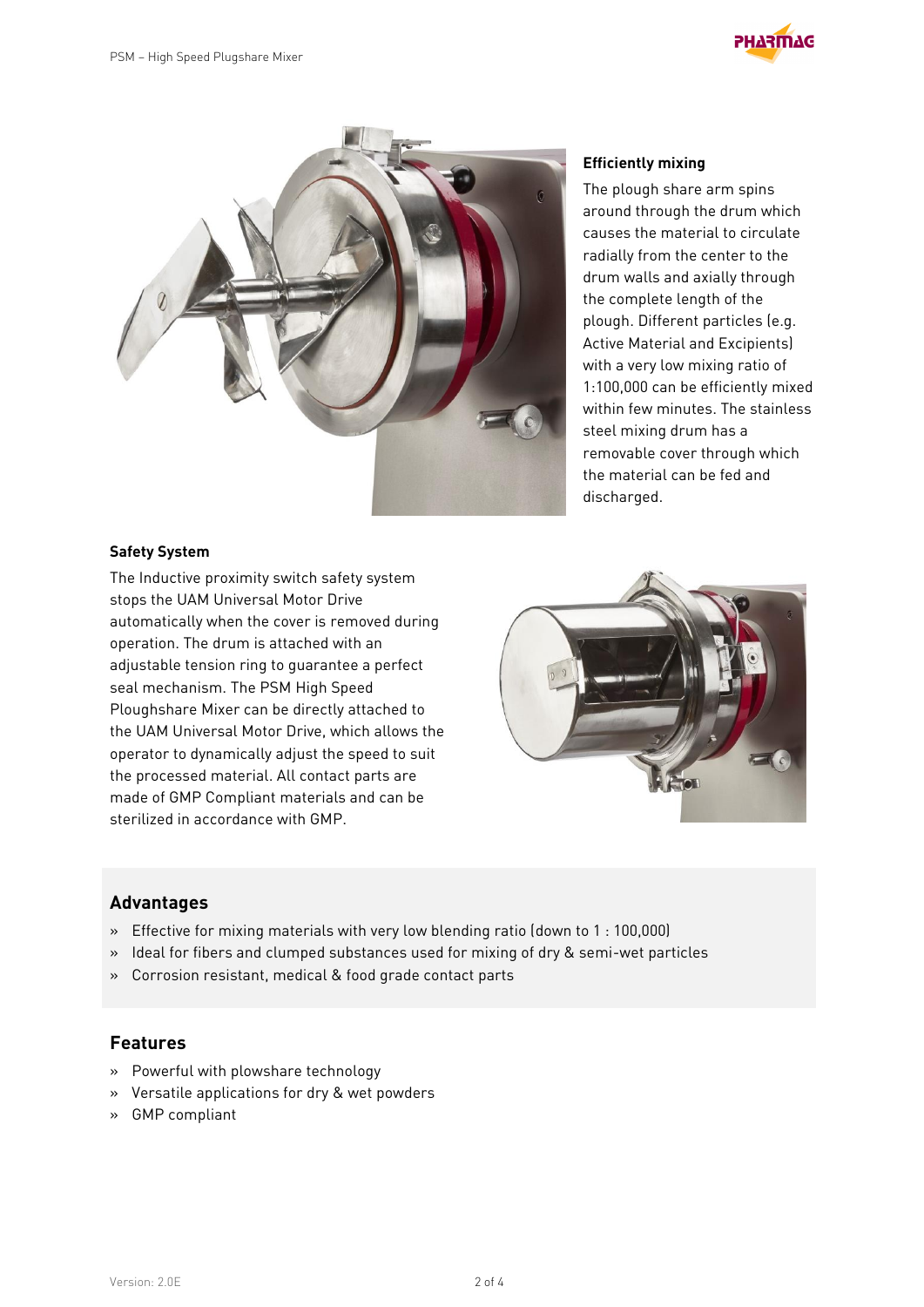### Efficiently mixing

The plough share arm spins around through the drum which causes the material to circulate radially from the center to the drum walls and axially through the complete length of the plough. Different particles (e.g. Active Material and Excipients) with a very low mixing ratio of 1:100,000 can be efficiently mixed within few minutes. The stainless steel mixing drum has a removable cover through which the material can be fed and discharged.

### Safety System

The Inductive proximity switch safety system stops the UAM Universal Motor Drive automatically when the cover is removed during operation. The drum is attached with an adjustable tension ring to guarantee a perfect seal mechanism. The PSM High Speed Ploughshare Mixer can be directly attached to the UAM Universal Motor Drive, which allows the operator to dynamically adjust the speed to suit the processed material. All contact parts are made of GMP Compliant materials and can be sterilized in accordance with GMP.

## Advantages

» Effective for mixing materials with very low blending ratio (down to 1 : 100,000)
» Ideal for fibers and clumped substances used for mixing of dry & semi-wet particles
» Corrosion resistant, medical & food grade contact parts

## Features

» Powerful with plowshare technology
» Versatile applications for dry & wet powders
» GMP compliant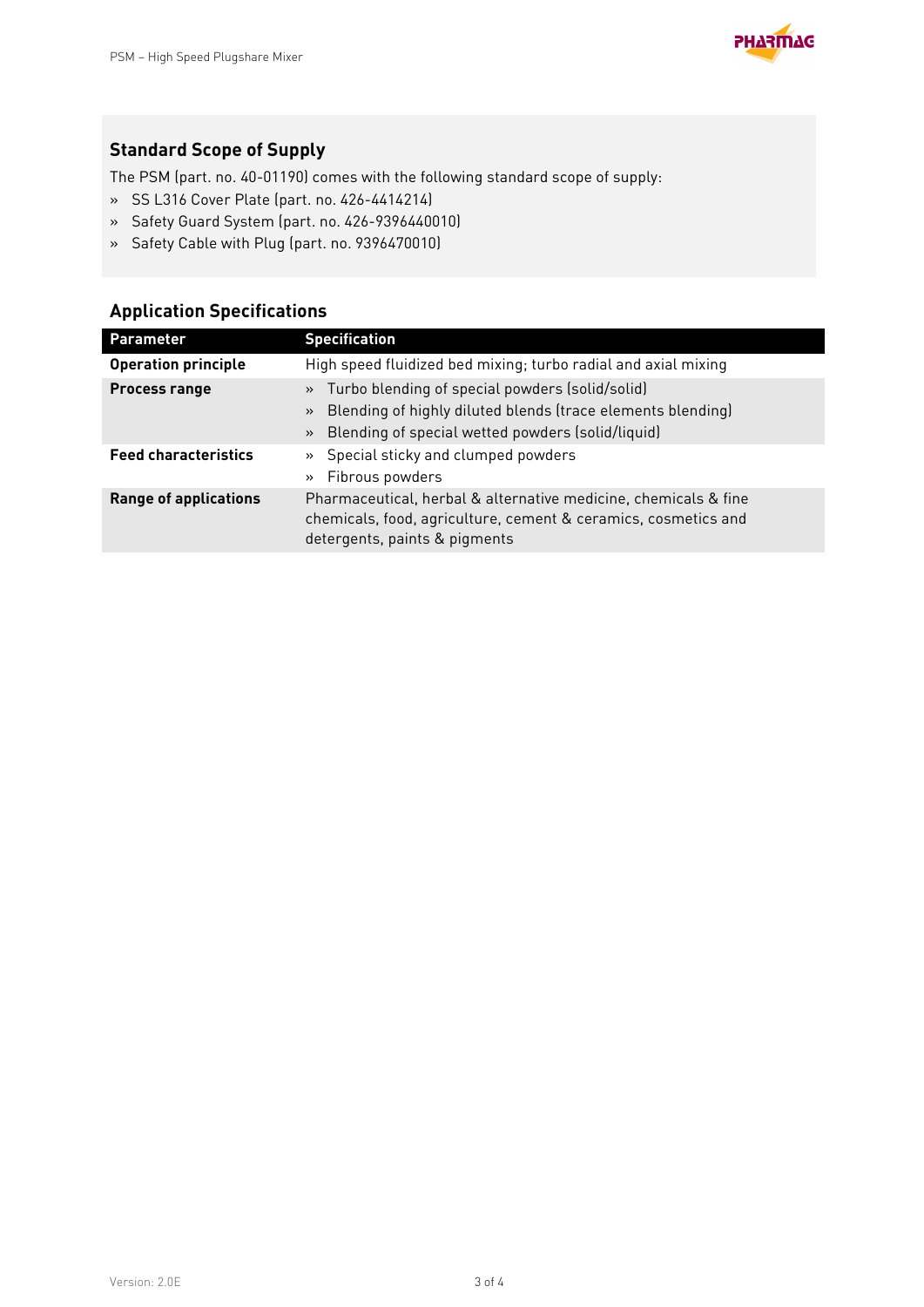## Standard Scope of Supply

The PSM (part. no. 40-01190) comes with the following standard scope of supply:

- SS L316 Cover Plate (part. no. 426-4414214)
- Safety Guard System (part. no. 426-9396440010)
- Safety Cable with Plug (part. no. 9396470010)

## Application Specifications

| Parameter | Specification |
| --- | --- |
| **Operation principle** | High speed fluidized bed mixing; turbo radial and axial mixing |
| **Process range** | » Turbo blending of special powders (solid/solid)<br>» Blending of highly diluted blends (trace elements blending)<br>» Blending of special wetted powders (solid/liquid) |
| **Feed characteristics** | » Special sticky and clumped powders<br>» Fibrous powders |
| **Range of applications** | Pharmaceutical, herbal & alternative medicine, chemicals & fine chemicals, food, agriculture, cement & ceramics, cosmetics and detergents, paints & pigments |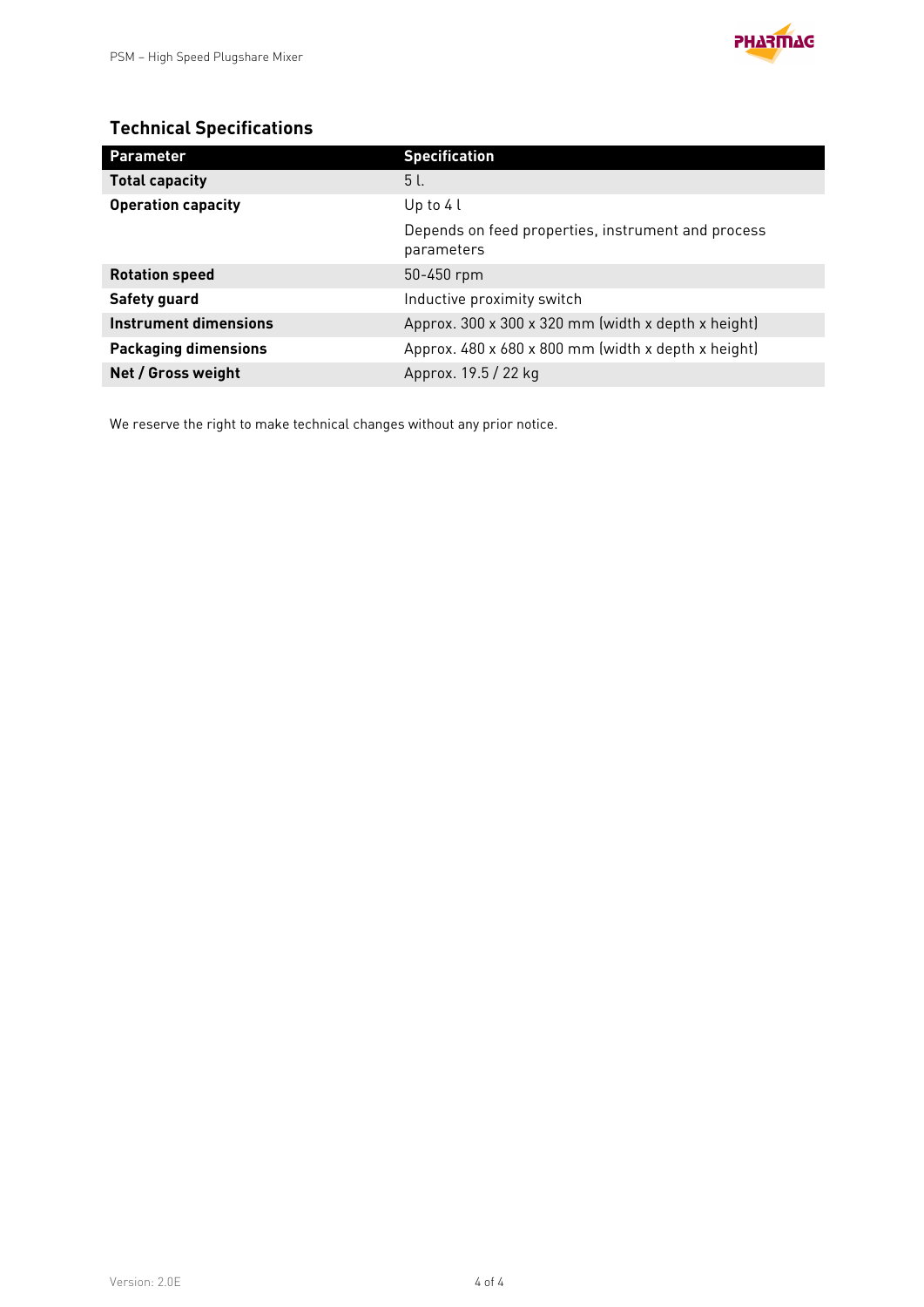## Technical Specifications

| Parameter | Specification |
|---|---|
| **Total capacity** | 5 l. |
| **Operation capacity** | Up to 4 l<br>Depends on feed properties, instrument and process parameters |
| **Rotation speed** | 50-450 rpm |
| **Safety guard** | Inductive proximity switch |
| **Instrument dimensions** | Approx. 300 x 300 x 320 mm (width x depth x height) |
| **Packaging dimensions** | Approx. 480 x 680 x 800 mm (width x depth x height) |
| **Net / Gross weight** | Approx. 19.5 / 22 kg |

We reserve the right to make technical changes without any prior notice.